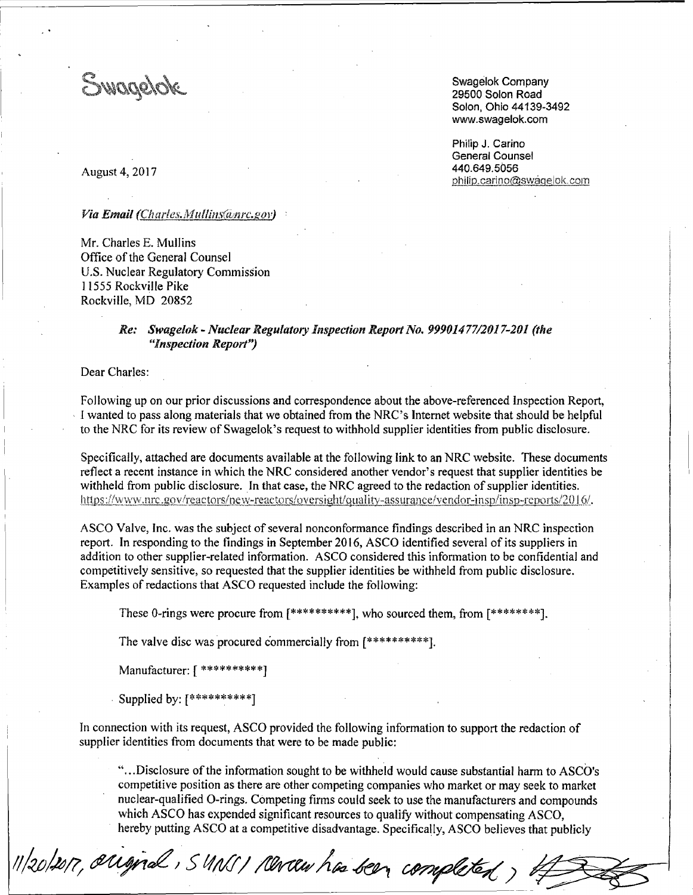Swagelok

Swagelok Company
29500 Solon Road
Solon, Ohio 44139-3492
www.swagelok.com

Philip J. Carino
General Counsel
440.649.5056
philip.carino@swagelok.com

August 4, 2017

*Via Email (Charles.Mullins@nrc.gov)*

Mr. Charles E. Mullins
Office of the General Counsel
U.S. Nuclear Regulatory Commission
11555 Rockville Pike
Rockville, MD 20852

***Re: Swagelok - Nuclear Regulatory Inspection Report No. 99901477/2017-201 (the "Inspection Report")***

Dear Charles:

Following up on our prior discussions and correspondence about the above-referenced Inspection Report, I wanted to pass along materials that we obtained from the NRC's Internet website that should be helpful to the NRC for its review of Swagelok's request to withhold supplier identities from public disclosure.

Specifically, attached are documents available at the following link to an NRC website. These documents reflect a recent instance in which the NRC considered another vendor's request that supplier identities be withheld from public disclosure. In that case, the NRC agreed to the redaction of supplier identities. https://www.nrc.gov/reactors/new-reactors/oversight/quality-assurance/vendor-insp/insp-reports/2016/.

ASCO Valve, Inc. was the subject of several nonconformance findings described in an NRC inspection report. In responding to the findings in September 2016, ASCO identified several of its suppliers in addition to other supplier-related information. ASCO considered this information to be confidential and competitively sensitive, so requested that the supplier identities be withheld from public disclosure. Examples of redactions that ASCO requested include the following:

These 0-rings were procure from [**********], who sourced them, from [********].

The valve disc was procured commercially from [**********].

Manufacturer: [ **********]

Supplied by: [**********]

In connection with its request, ASCO provided the following information to support the redaction of supplier identities from documents that were to be made public:

"...Disclosure of the information sought to be withheld would cause substantial harm to ASCO's competitive position as there are other competing companies who market or may seek to market nuclear-qualified O-rings. Competing firms could seek to use the manufacturers and compounds which ASCO has expended significant resources to qualify without compensating ASCO, hereby putting ASCO at a competitive disadvantage. Specifically, ASCO believes that publicly

11/20/2017, original, SUNSI review has been completed,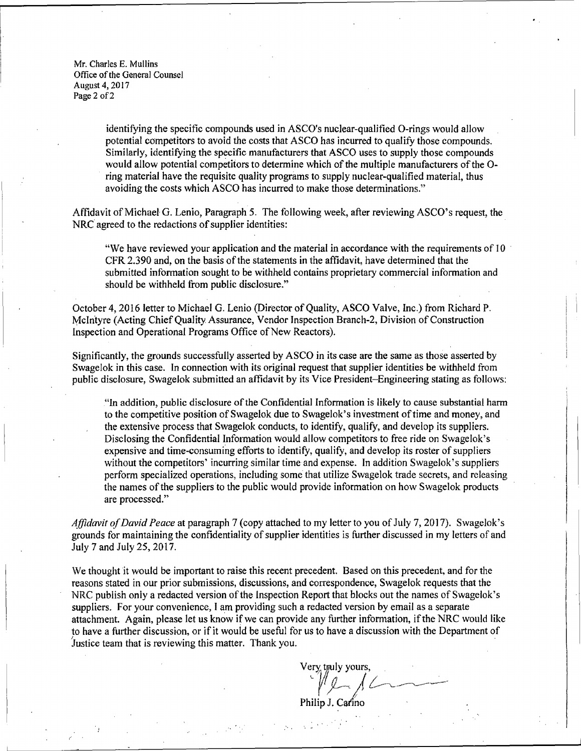identifying the specific compounds used in ASCO's nuclear-qualified O-rings would allow potential competitors to avoid the costs that ASCO has incurred to qualify those compounds. Similarly, identifying the specific manufacturers that ASCO uses to supply those compounds would allow potential competitors to determine which of the multiple manufacturers of the O-ring material have the requisite quality programs to supply nuclear-qualified material, thus avoiding the costs which ASCO has incurred to make those determinations."

Affidavit of Michael G. Lenio, Paragraph 5. The following week, after reviewing ASCO's request, the NRC agreed to the redactions of supplier identities:

> "We have reviewed your application and the material in accordance with the requirements of 10 CFR 2.390 and, on the basis of the statements in the affidavit, have determined that the submitted information sought to be withheld contains proprietary commercial information and should be withheld from public disclosure."

October 4, 2016 letter to Michael G. Lenio (Director of Quality, ASCO Valve, Inc.) from Richard P. McIntyre (Acting Chief Quality Assurance, Vendor Inspection Branch-2, Division of Construction Inspection and Operational Programs Office of New Reactors).

Significantly, the grounds successfully asserted by ASCO in its case are the same as those asserted by Swagelok in this case. In connection with its original request that supplier identities be withheld from public disclosure, Swagelok submitted an affidavit by its Vice President–Engineering stating as follows:

> "In addition, public disclosure of the Confidential Information is likely to cause substantial harm to the competitive position of Swagelok due to Swagelok's investment of time and money, and the extensive process that Swagelok conducts, to identify, qualify, and develop its suppliers. Disclosing the Confidential Information would allow competitors to free ride on Swagelok's expensive and time-consuming efforts to identify, qualify, and develop its roster of suppliers without the competitors' incurring similar time and expense. In addition Swagelok's suppliers perform specialized operations, including some that utilize Swagelok trade secrets, and releasing the names of the suppliers to the public would provide information on how Swagelok products are processed."

*Affidavit of David Peace* at paragraph 7 (copy attached to my letter to you of July 7, 2017). Swagelok's grounds for maintaining the confidentiality of supplier identities is further discussed in my letters of and July 7 and July 25, 2017.

We thought it would be important to raise this recent precedent. Based on this precedent, and for the reasons stated in our prior submissions, discussions, and correspondence, Swagelok requests that the NRC publish only a redacted version of the Inspection Report that blocks out the names of Swagelok's suppliers. For your convenience, I am providing such a redacted version by email as a separate attachment. Again, please let us know if we can provide any further information, if the NRC would like to have a further discussion, or if it would be useful for us to have a discussion with the Department of Justice team that is reviewing this matter. Thank you.

Very truly yours,

Philip J. Carino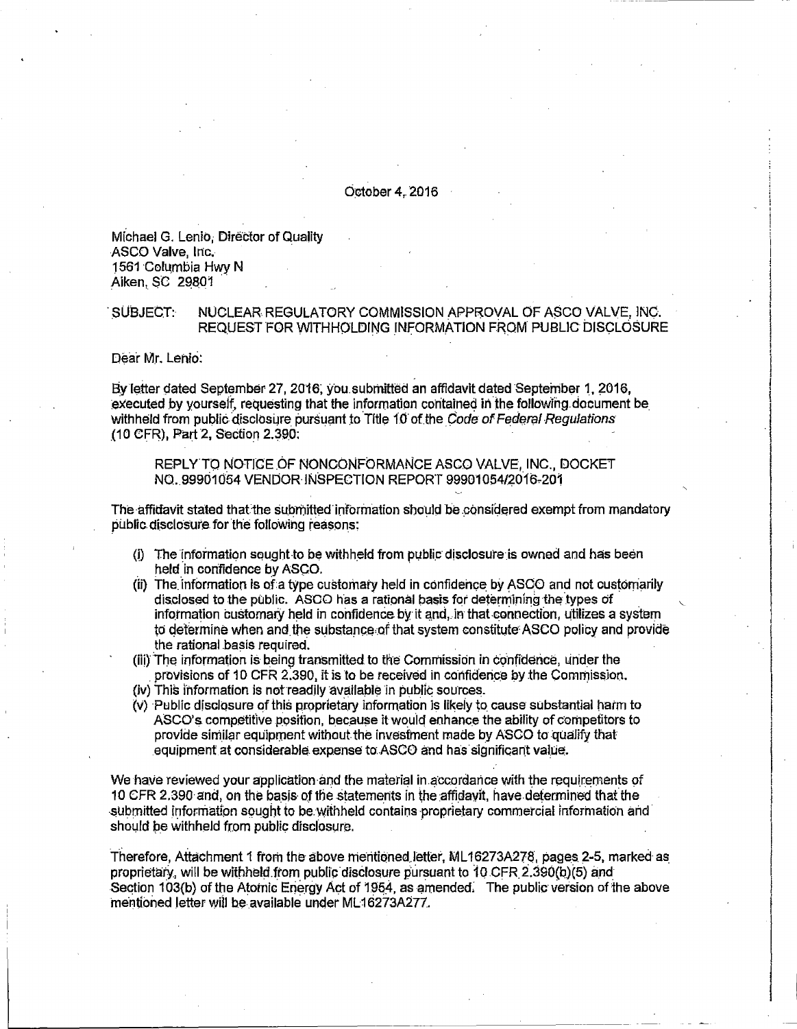October 4, 2016

Michael G. Lenio, Director of Quality
ASCO Valve, Inc.
1561 Columbia Hwy N
Aiken, SC 29801

SUBJECT: NUCLEAR REGULATORY COMMISSION APPROVAL OF ASCO VALVE, INC. REQUEST FOR WITHHOLDING INFORMATION FROM PUBLIC DISCLOSURE

Dear Mr. Lenio:

By letter dated September 27, 2016, you submitted an affidavit dated September 1, 2016, executed by yourself, requesting that the information contained in the following document be withheld from public disclosure pursuant to Title 10 of the *Code of Federal Regulations* (10 CFR), Part 2, Section 2.390:

> REPLY TO NOTICE OF NONCONFORMANCE ASCO VALVE, INC., DOCKET NO. 99901054 VENDOR INSPECTION REPORT 99901054/2016-201

The affidavit stated that the submitted information should be considered exempt from mandatory public disclosure for the following reasons:

(i) The information sought to be withheld from public disclosure is owned and has been held in confidence by ASCO.
(ii) The information is of a type customary held in confidence by ASCO and not customarily disclosed to the public. ASCO has a rational basis for determining the types of information customary held in confidence by it and, in that connection, utilizes a system to determine when and the substance of that system constitute ASCO policy and provide the rational basis required.
(iii) The information is being transmitted to the Commission in confidence, under the provisions of 10 CFR 2.390, it is to be received in confidence by the Commission.
(iv) This information is not readily available in public sources.
(v) Public disclosure of this proprietary information is likely to cause substantial harm to ASCO's competitive position, because it would enhance the ability of competitors to provide similar equipment without the investment made by ASCO to qualify that equipment at considerable expense to ASCO and has significant value.

We have reviewed your application and the material in accordance with the requirements of 10 CFR 2.390 and, on the basis of the statements in the affidavit, have determined that the submitted information sought to be withheld contains proprietary commercial information and should be withheld from public disclosure.

Therefore, Attachment 1 from the above mentioned letter, ML16273A278, pages 2-5, marked as proprietary, will be withheld from public disclosure pursuant to 10 CFR 2.390(b)(5) and Section 103(b) of the Atomic Energy Act of 1954, as amended. The public version of the above mentioned letter will be available under ML16273A277.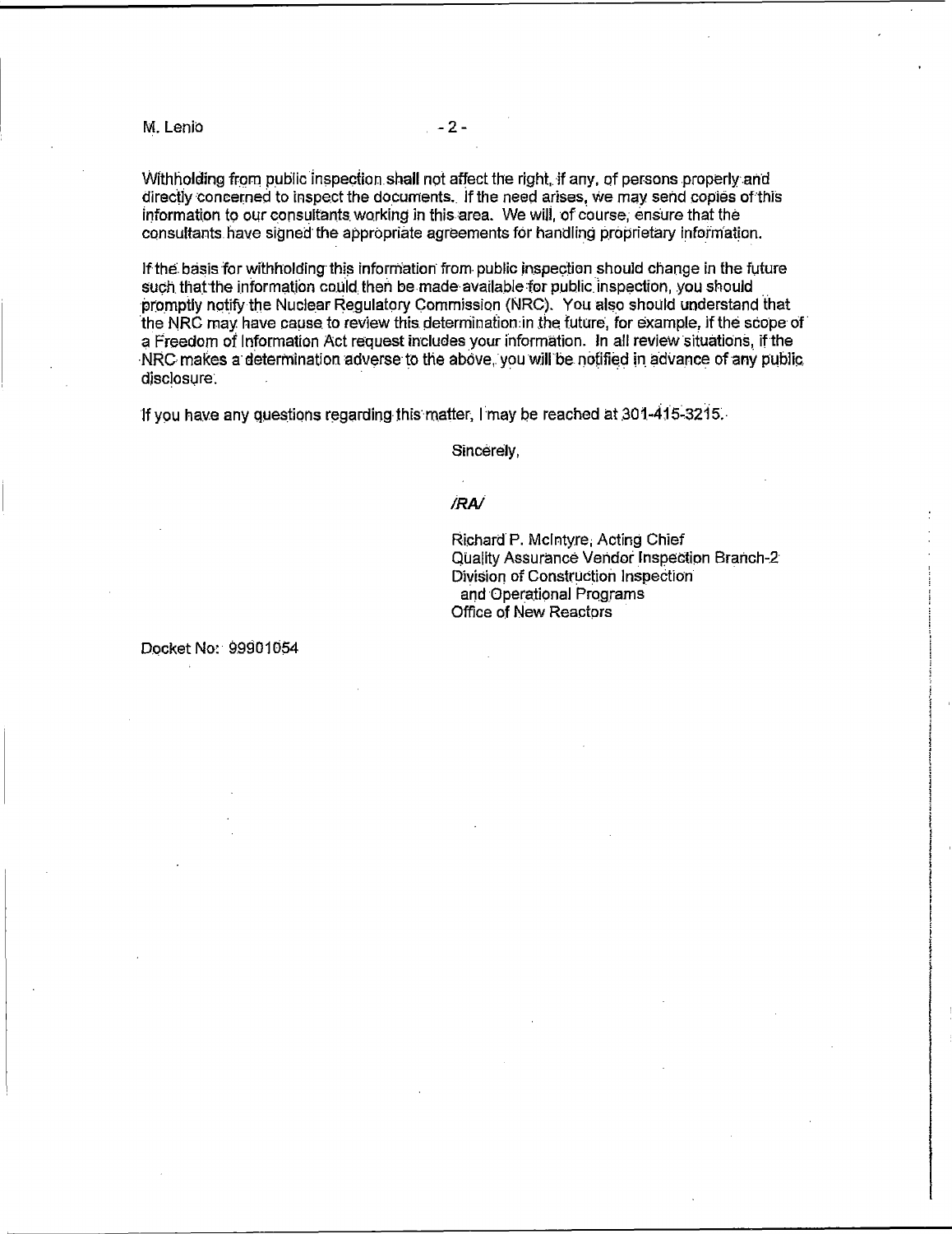Withholding from public inspection shall not affect the right, if any, of persons properly and directly concerned to inspect the documents. If the need arises, we may send copies of this information to our consultants working in this area. We will, of course, ensure that the consultants have signed the appropriate agreements for handling proprietary information.

If the basis for withholding this information from public inspection should change in the future such that the information could then be made available for public inspection, you should promptly notify the Nuclear Regulatory Commission (NRC). You also should understand that the NRC may have cause to review this determination in the future, for example, if the scope of a Freedom of Information Act request includes your information. In all review situations, if the NRC makes a determination adverse to the above, you will be notified in advance of any public disclosure.

If you have any questions regarding this matter, I may be reached at 301-415-3215.

Sincerely,

*/RA/*

Richard P. McIntyre, Acting Chief
Quality Assurance Vendor Inspection Branch-2
Division of Construction Inspection
and Operational Programs
Office of New Reactors

Docket No: 99901054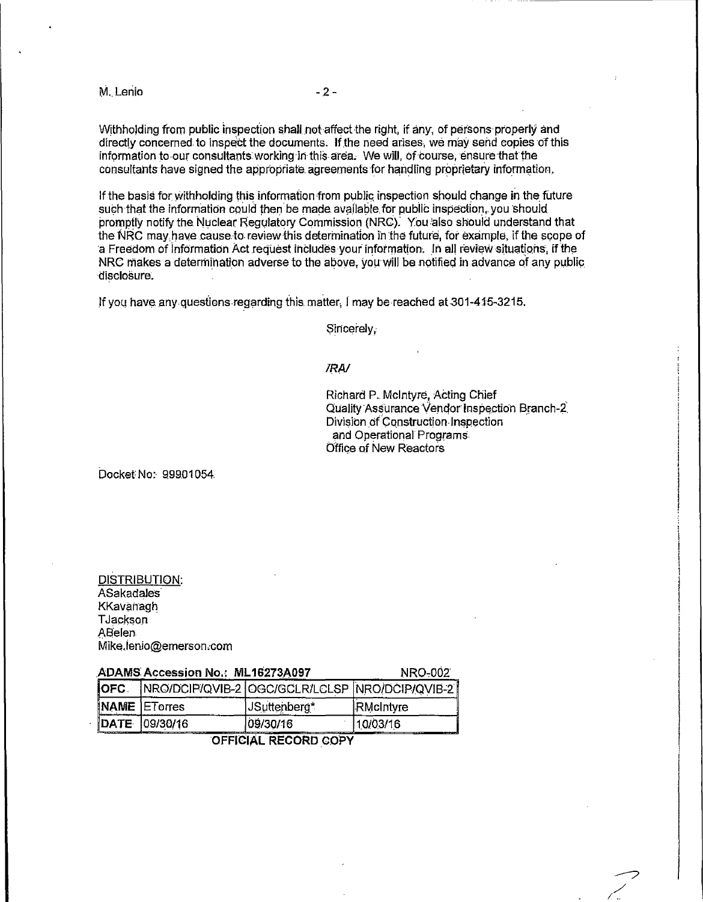Withholding from public inspection shall not affect the right, if any, of persons properly and directly concerned to inspect the documents. If the need arises, we may send copies of this information to our consultants working in this area. We will, of course, ensure that the consultants have signed the appropriate agreements for handling proprietary information.

If the basis for withholding this information from public inspection should change in the future such that the information could then be made available for public inspection, you should promptly notify the Nuclear Regulatory Commission (NRC). You also should understand that the NRC may have cause to review this determination in the future, for example, if the scope of a Freedom of Information Act request includes your information. In all review situations, if the NRC makes a determination adverse to the above, you will be notified in advance of any public disclosure.

If you have any questions regarding this matter, I may be reached at 301-415-3215.

Sincerely,

*/RA/*

Richard P. McIntyre, Acting Chief
Quality Assurance Vendor Inspection Branch-2
Division of Construction Inspection
and Operational Programs
Office of New Reactors

Docket No: 99901054

DISTRIBUTION:
ASakadales
KKavanagh
TJackson
ABelen
Mike.lenio@emerson.com

**ADAMS Accession No.: ML16273A097** NRO-002

| OFC | NRO/DCIP/QVIB-2 | OGC/GCLR/LCLSP | NRO/DCIP/QVIB-2 |
|---|---|---|---|
| NAME | ETorres | JSuttenberg* | RMcIntyre |
| DATE | 09/30/16 | 09/30/16 | 10/03/16 |

**OFFICIAL RECORD COPY**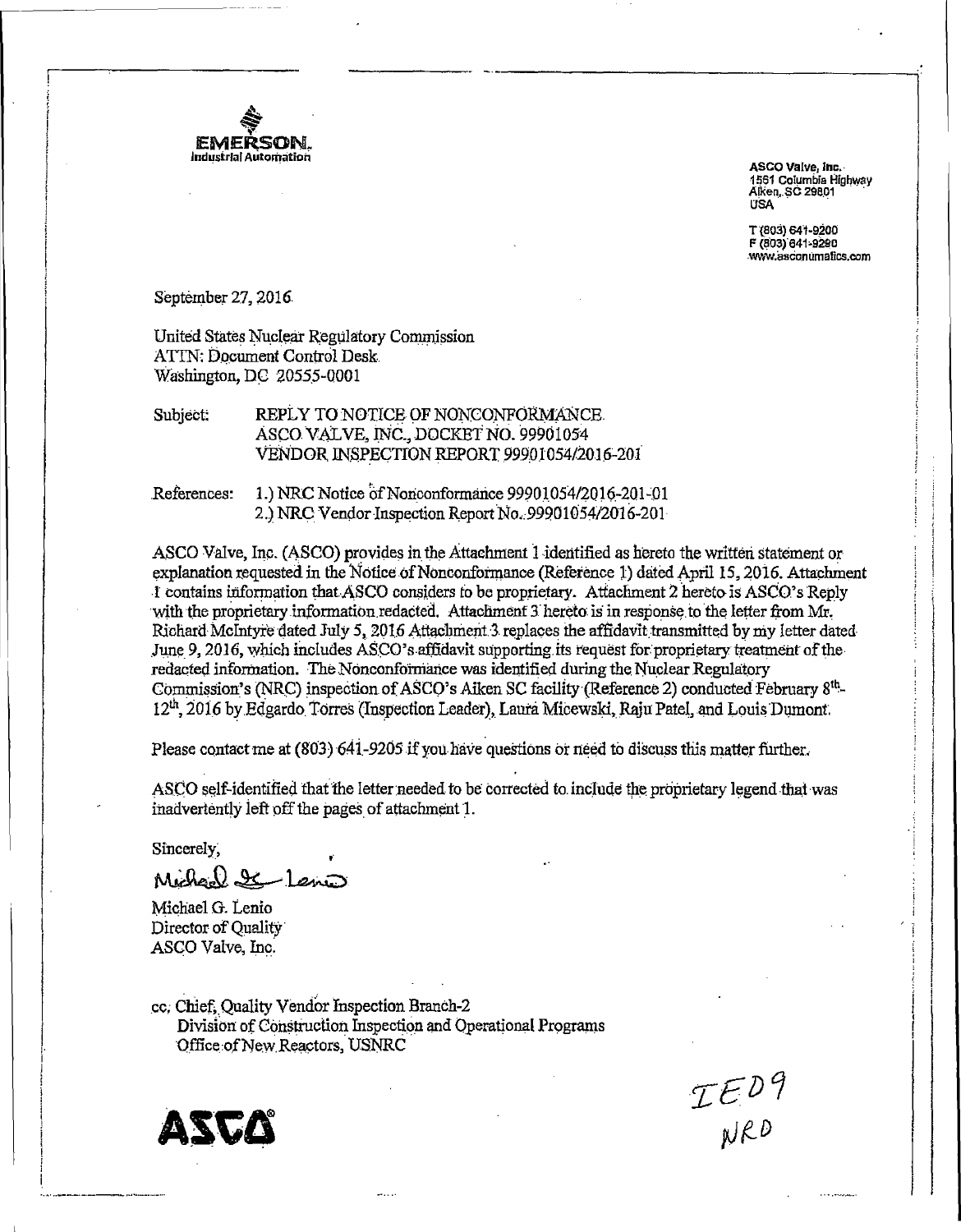EMERSON.
Industrial Automation

ASCO Valve, Inc.
1561 Columbia Highway
Aiken, SC 29801
USA

T (803) 641-9200
F (803) 641-9290
www.asconumatics.com

September 27, 2016

United States Nuclear Regulatory Commission
ATTN: Document Control Desk
Washington, DC 20555-0001

Subject: REPLY TO NOTICE OF NONCONFORMANCE
ASCO VALVE, INC., DOCKET NO. 99901054
VENDOR INSPECTION REPORT 99901054/2016-201

References: 1.) NRC Notice of Nonconformance 99901054/2016-201-01
2.) NRC Vendor Inspection Report No. 99901054/2016-201

ASCO Valve, Inc. (ASCO) provides in the Attachment 1 identified as hereto the written statement or explanation requested in the Notice of Nonconformance (Reference 1) dated April 15, 2016. Attachment 1 contains information that ASCO considers to be proprietary. Attachment 2 hereto is ASCO's Reply with the proprietary information redacted. Attachment 3 hereto is in response to the letter from Mr. Richard McIntyre dated July 5, 2016 Attachment 3 replaces the affidavit transmitted by my letter dated June 9, 2016, which includes ASCO's affidavit supporting its request for proprietary treatment of the redacted information. The Nonconformance was identified during the Nuclear Regulatory Commission's (NRC) inspection of ASCO's Aiken SC facility (Reference 2) conducted February 8th-12th, 2016 by Edgardo Torres (Inspection Leader), Laura Micewski, Raju Patel, and Louis Dumont.

Please contact me at (803) 641-9205 if you have questions or need to discuss this matter further.

ASCO self-identified that the letter needed to be corrected to include the proprietary legend that was inadvertently left off the pages of attachment 1.

Sincerely,

Michael G. Lenio
Director of Quality
ASCO Valve, Inc.

cc: Chief, Quality Vendor Inspection Branch-2
Division of Construction Inspection and Operational Programs
Office of New Reactors, USNRC

ASCO

IE09
NRO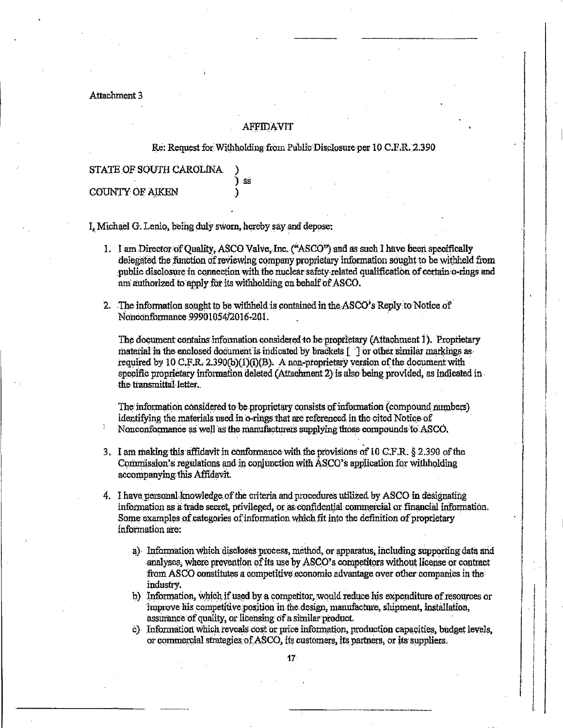Attachment 3

## AFFIDAVIT

Re: Request for Withholding from Public Disclosure per 10 C.F.R. 2.390

STATE OF SOUTH CAROLINA )
) ss
COUNTY OF AIKEN )

I, Michael G. Lenio, being duly sworn, hereby say and depose:

1. I am Director of Quality, ASCO Valve, Inc. ("ASCO") and as such I have been specifically delegated the function of reviewing company proprietary information sought to be withheld from public disclosure in connection with the nuclear safety-related qualification of certain o-rings and am authorized to apply for its withholding on behalf of ASCO.

2. The information sought to be withheld is contained in the ASCO's Reply to Notice of Nonconformance 99901054/2016-201.

   The document contains information considered to be proprietary (Attachment 1). Proprietary material in the enclosed document is indicated by brackets [ ] or other similar markings as required by 10 C.F.R. 2.390(b)(1)(i)(B). A non-proprietary version of the document with specific proprietary information deleted (Attachment 2) is also being provided, as indicated in the transmittal letter.

   The information considered to be proprietary consists of information (compound numbers) identifying the materials used in o-rings that are referenced in the cited Notice of Nonconformance as well as the manufacturers supplying those compounds to ASCO.

3. I am making this affidavit in conformance with the provisions of 10 C.F.R. § 2.390 of the Commission's regulations and in conjunction with ASCO's application for withholding accompanying this Affidavit.

4. I have personal knowledge of the criteria and procedures utilized by ASCO in designating information as a trade secret, privileged, or as confidential commercial or financial information. Some examples of categories of information which fit into the definition of proprietary information are:

   a) Information which discloses process, method, or apparatus, including supporting data and analyses, where prevention of its use by ASCO's competitors without license or contract from ASCO constitutes a competitive economic advantage over other companies in the industry.
   b) Information, which if used by a competitor, would reduce his expenditure of resources or improve his competitive position in the design, manufacture, shipment, installation, assurance of quality, or licensing of a similar product.
   c) Information which reveals cost or price information, production capacities, budget levels, or commercial strategies of ASCO, its customers, its partners, or its suppliers.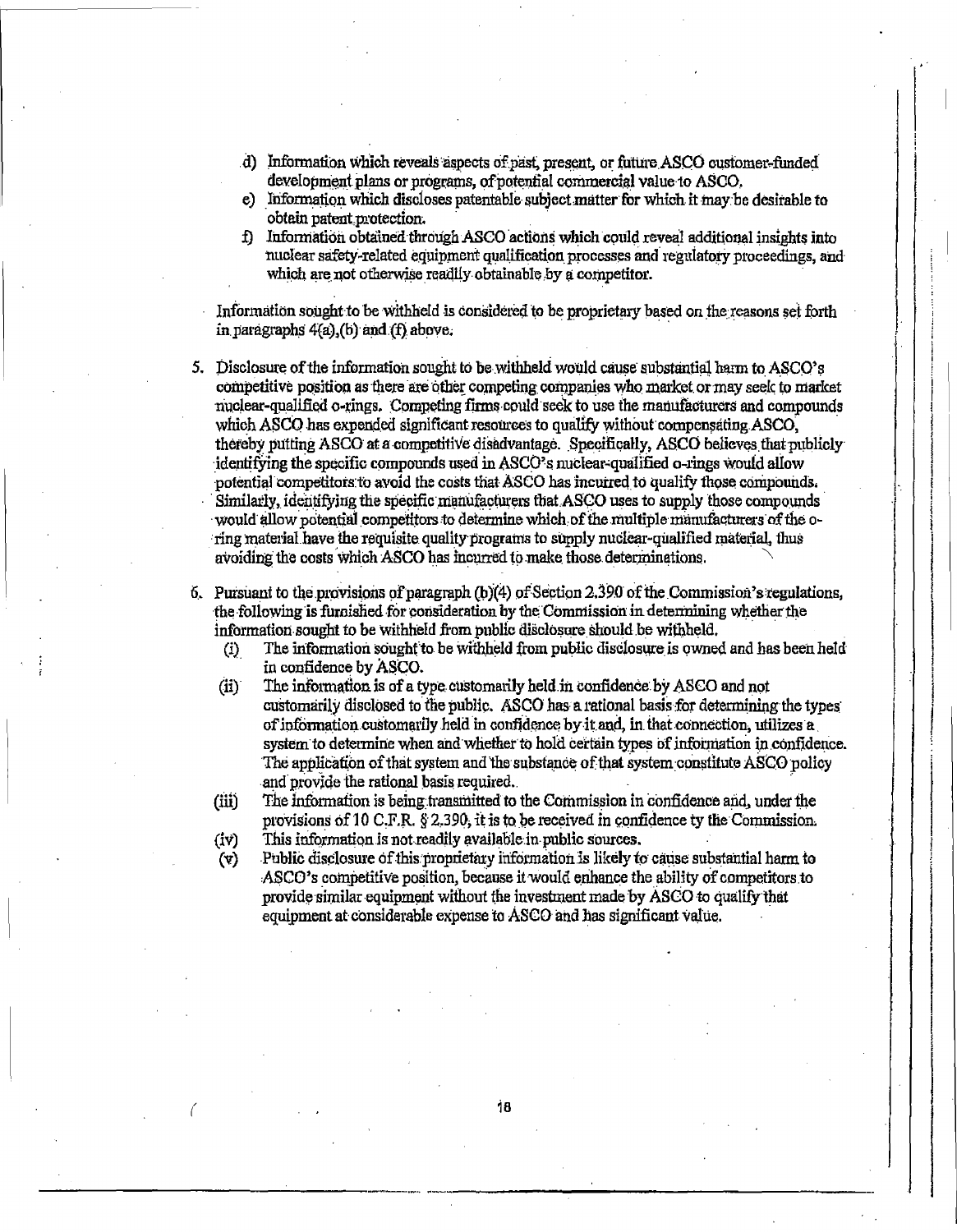d) Information which reveals aspects of past, present, or future ASCO customer-funded development plans or programs, of potential commercial value to ASCO.
e) Information which discloses patentable subject matter for which it may be desirable to obtain patent protection.
f) Information obtained through ASCO actions which could reveal additional insights into nuclear safety-related equipment qualification processes and regulatory proceedings, and which are not otherwise readily obtainable by a competitor.

Information sought to be withheld is considered to be proprietary based on the reasons set forth in paragraphs 4(a),(b) and (f) above.

5. Disclosure of the information sought to be withheld would cause substantial harm to ASCO's competitive position as there are other competing companies who market or may seek to market nuclear-qualified o-rings. Competing firms could seek to use the manufacturers and compounds which ASCO has expended significant resources to qualify without compensating ASCO, thereby putting ASCO at a competitive disadvantage. Specifically, ASCO believes that publicly identifying the specific compounds used in ASCO's nuclear-qualified o-rings would allow potential competitors to avoid the costs that ASCO has incurred to qualify those compounds. Similarly, identifying the specific manufacturers that ASCO uses to supply those compounds would allow potential competitors to determine which of the multiple manufacturers of the o-ring material have the requisite quality programs to supply nuclear-qualified material, thus avoiding the costs which ASCO has incurred to make those determinations.

6. Pursuant to the provisions of paragraph (b)(4) of Section 2.390 of the Commission's regulations, the following is furnished for consideration by the Commission in determining whether the information sought to be withheld from public disclosure should be withheld.
   (i) The information sought to be withheld from public disclosure is owned and has been held in confidence by ASCO.
   (ii) The information is of a type customarily held in confidence by ASCO and not customarily disclosed to the public. ASCO has a rational basis for determining the types of information customarily held in confidence by it and, in that connection, utilizes a system to determine when and whether to hold certain types of information in confidence. The application of that system and the substance of that system constitute ASCO policy and provide the rational basis required.
   (iii) The information is being transmitted to the Commission in confidence and, under the provisions of 10 C.F.R. § 2.390, it is to be received in confidence ty the Commission.
   (iv) This information is not readily available in public sources.
   (v) Public disclosure of this proprietary information is likely to cause substantial harm to ASCO's competitive position, because it would enhance the ability of competitors to provide similar equipment without the investment made by ASCO to qualify that equipment at considerable expense to ASCO and has significant value.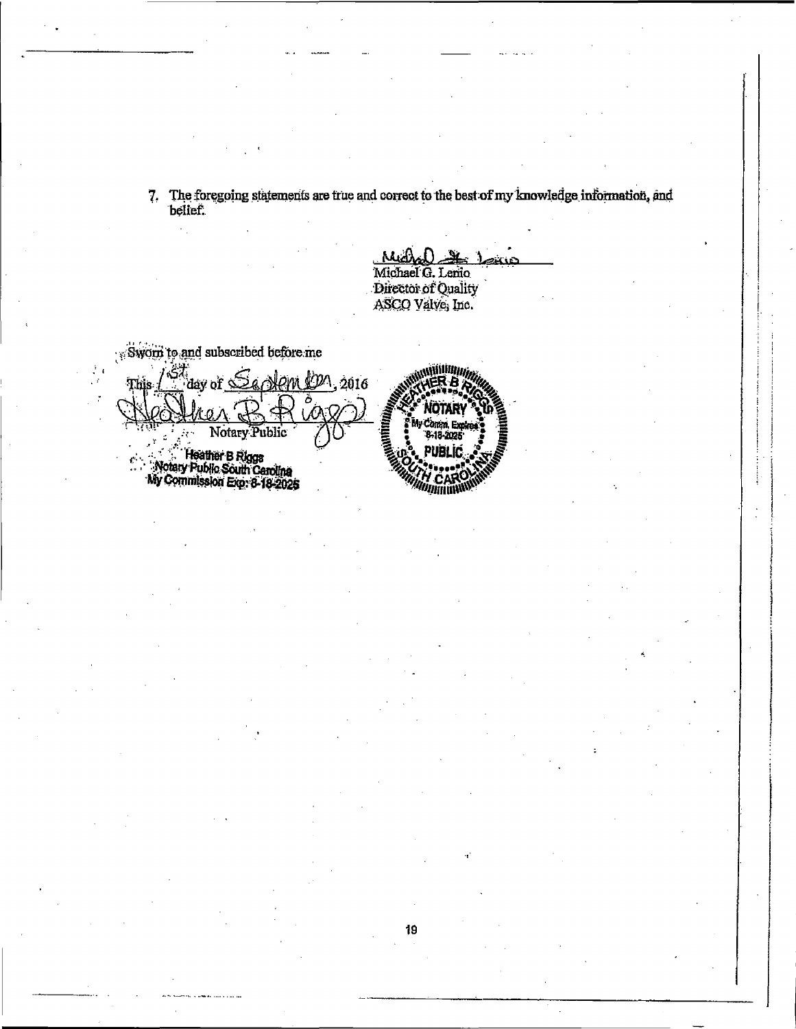7. The foregoing statements are true and correct to the best of my knowledge information, and belief.

Michael G. Lenio
Director of Quality
ASCO Valve, Inc.

Sworn to and subscribed before me

This 1st day of September, 2016

Notary Public

Heather B Riggs
Notary Public South Carolina
My Commission Exp: 8-18-2025

HEATHER B RIGGS
NOTARY
My Comm. Expires 8-18-2025
PUBLIC
SOUTH CAROLINA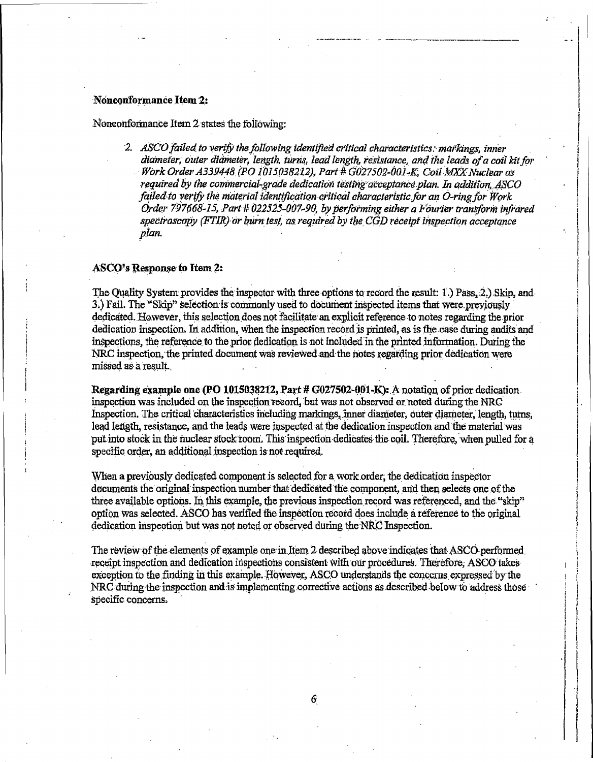**Nonconformance Item 2:**

Nonconformance Item 2 states the following:

> 2. *ASCO failed to verify the following identified critical characteristics: markings, inner diameter, outer diameter, length, turns, lead length, resistance, and the leads of a coil kit for Work Order A339448 (PO 1015038212), Part # G027502-001-K, Coil MXX Nuclear as required by the commercial-grade dedication testing acceptance plan. In addition, ASCO failed to verify the material identification critical characteristic for an O-ring for Work Order 797668-15, Part # 022525-007-90, by performing either a Fourier transform infrared spectroscopy (FTIR) or burn test, as required by the CGD receipt inspection acceptance plan.*

**ASCO's Response to Item 2:**

The Quality System provides the inspector with three options to record the result: 1.) Pass, 2.) Skip, and 3.) Fail. The "Skip" selection is commonly used to document inspected items that were previously dedicated. However, this selection does not facilitate an explicit reference to notes regarding the prior dedication inspection. In addition, when the inspection record is printed, as is the case during audits and inspections, the reference to the prior dedication is not included in the printed information. During the NRC inspection, the printed document was reviewed and the notes regarding prior dedication were missed as a result.

**Regarding example one (PO 1015038212, Part # G027502-001-K):** A notation of prior dedication inspection was included on the inspection record, but was not observed or noted during the NRC Inspection. The critical characteristics including markings, inner diameter, outer diameter, length, turns, lead length, resistance, and the leads were inspected at the dedication inspection and the material was put into stock in the nuclear stock room. This inspection dedicates the coil. Therefore, when pulled for a specific order, an additional inspection is not required.

When a previously dedicated component is selected for a work order, the dedication inspector documents the original inspection number that dedicated the component, and then selects one of the three available options. In this example, the previous inspection record was referenced, and the "skip" option was selected. ASCO has verified the inspection record does include a reference to the original dedication inspection but was not noted or observed during the NRC Inspection.

The review of the elements of example one in Item 2 described above indicates that ASCO performed receipt inspection and dedication inspections consistent with our procedures. Therefore, ASCO takes exception to the finding in this example. However, ASCO understands the concerns expressed by the NRC during the inspection and is implementing corrective actions as described below to address those specific concerns.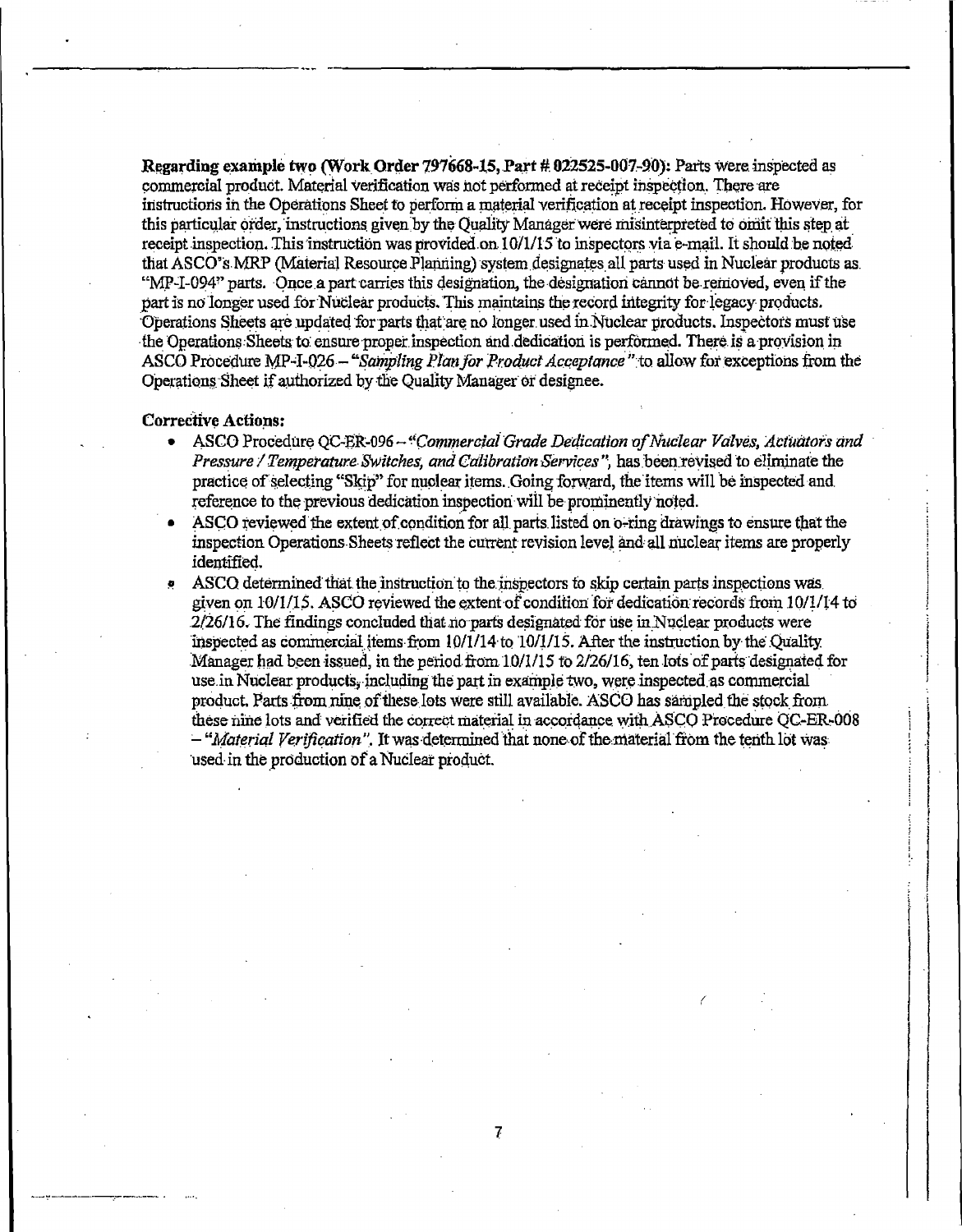**Regarding example two (Work Order 797668-15, Part # 022525-007-90):** Parts were inspected as commercial product. Material verification was not performed at receipt inspection. There are instructions in the Operations Sheet to perform a material verification at receipt inspection. However, for this particular order, instructions given by the Quality Manager were misinterpreted to omit this step at receipt inspection. This instruction was provided on 10/1/15 to inspectors via e-mail. It should be noted that ASCO's MRP (Material Resource Planning) system designates all parts used in Nuclear products as "MP-I-094" parts. Once a part carries this designation, the designation cannot be removed, even if the part is no longer used for Nuclear products. This maintains the record integrity for legacy products. Operations Sheets are updated for parts that are no longer used in Nuclear products. Inspectors must use the Operations Sheets to ensure proper inspection and dedication is performed. There is a provision in ASCO Procedure MP-I-026 – *"Sampling Plan for Product Acceptance"* to allow for exceptions from the Operations Sheet if authorized by the Quality Manager or designee.

**Corrective Actions:**

- ASCO Procedure QC-ER-096 – *"Commercial Grade Dedication of Nuclear Valves, Actuators and Pressure / Temperature Switches, and Calibration Services"*, has been revised to eliminate the practice of selecting "Skip" for nuclear items. Going forward, the items will be inspected and reference to the previous dedication inspection will be prominently noted.
- ASCO reviewed the extent of condition for all parts listed on o-ring drawings to ensure that the inspection Operations Sheets reflect the current revision level and all nuclear items are properly identified.
- ASCO determined that the instruction to the inspectors to skip certain parts inspections was given on 10/1/15. ASCO reviewed the extent of condition for dedication records from 10/1/14 to 2/26/16. The findings concluded that no parts designated for use in Nuclear products were inspected as commercial items from 10/1/14 to 10/1/15. After the instruction by the Quality Manager had been issued, in the period from 10/1/15 to 2/26/16, ten lots of parts designated for use in Nuclear products, including the part in example two, were inspected as commercial product. Parts from nine of these lots were still available. ASCO has sampled the stock from these nine lots and verified the correct material in accordance with ASCO Procedure QC-ER-008 – *"Material Verification"*. It was determined that none of the material from the tenth lot was used in the production of a Nuclear product.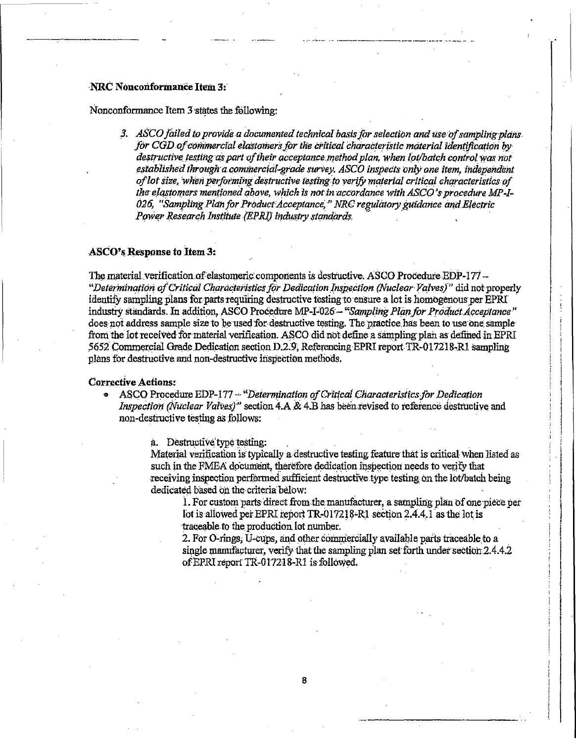**NRC Nonconformance Item 3:**

Nonconformance Item 3 states the following:

> 3. *ASCO failed to provide a documented technical basis for selection and use of sampling plans for CGD of commercial elastomers for the critical characteristic material identification by destructive testing as part of their acceptance method plan, when lot/batch control was not established through a commercial-grade survey. ASCO inspects only one item, independent of lot size, when performing destructive testing to verify material critical characteristics of the elastomers mentioned above, which is not in accordance with ASCO's procedure MP-I-026, "Sampling Plan for Product Acceptance," NRC regulatory guidance and Electric Power Research Institute (EPRI) industry standards.*

**ASCO's Response to Item 3:**

The material verification of elastomeric components is destructive. ASCO Procedure EDP-177 – *"Determination of Critical Characteristics for Dedication Inspection (Nuclear Valves)"* did not properly identify sampling plans for parts requiring destructive testing to ensure a lot is homogenous per EPRI industry standards. In addition, ASCO Procedure MP-I-026 – *"Sampling Plan for Product Acceptance"* does not address sample size to be used for destructive testing. The practice has been to use one sample from the lot received for material verification. ASCO did not define a sampling plan as defined in EPRI 5652 Commercial Grade Dedication section D.2.9, Referencing EPRI report TR-017218-R1 sampling plans for destructive and non-destructive inspection methods.

**Corrective Actions:**

- ASCO Procedure EDP-177 – *"Determination of Critical Characteristics for Dedication Inspection (Nuclear Valves)"* section 4.A & 4.B has been revised to reference destructive and non-destructive testing as follows:

  a. Destructive type testing:
  Material verification is typically a destructive testing feature that is critical when listed as such in the FMEA document, therefore dedication inspection needs to verify that receiving inspection performed sufficient destructive type testing on the lot/batch being dedicated based on the criteria below:

  1. For custom parts direct from the manufacturer, a sampling plan of one piece per lot is allowed per EPRI report TR-017218-R1 section 2.4.4.1 as the lot is traceable to the production lot number.
  2. For O-rings, U-cups, and other commercially available parts traceable to a single manufacturer, verify that the sampling plan set forth under section 2.4.4.2 of EPRI report TR-017218-R1 is followed.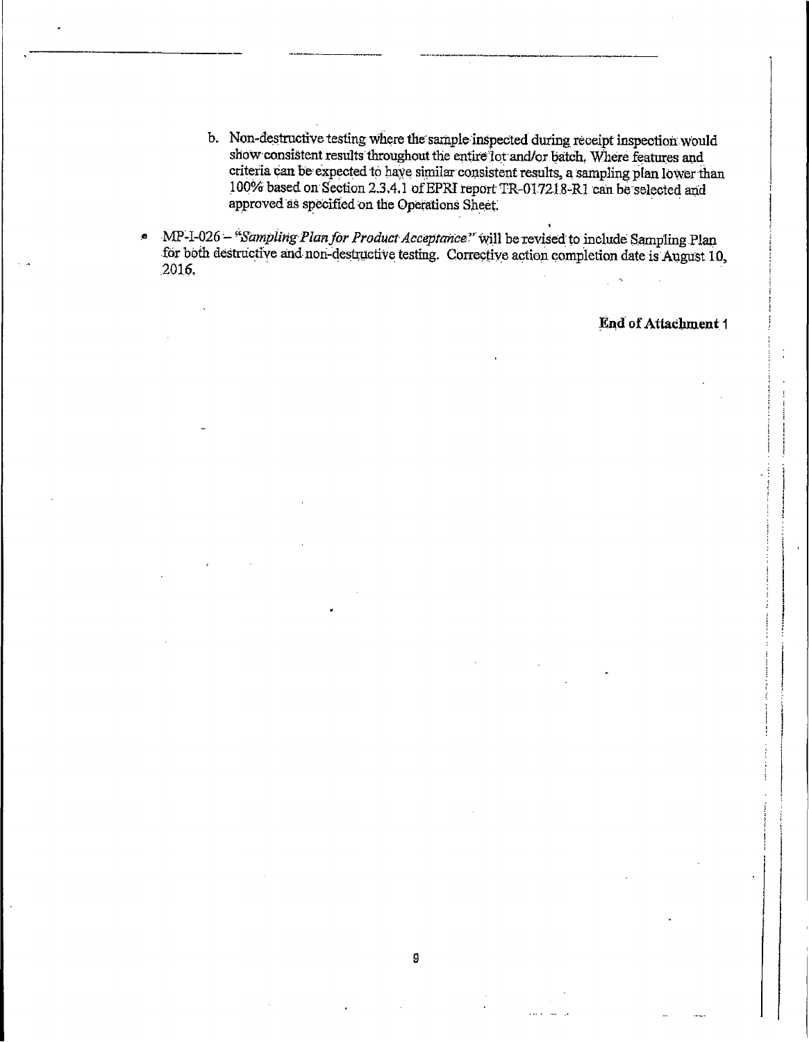b. Non-destructive testing where the sample inspected during receipt inspection would show consistent results throughout the entire lot and/or batch. Where features and criteria can be expected to have similar consistent results, a sampling plan lower than 100% based on Section 2.3.4.1 of EPRI report TR-017218-R1 can be selected and approved as specified on the Operations Sheet.

- MP-I-026 – *"Sampling Plan for Product Acceptance"* will be revised to include Sampling Plan for both destructive and non-destructive testing. Corrective action completion date is August 10, 2016.

**End of Attachment 1**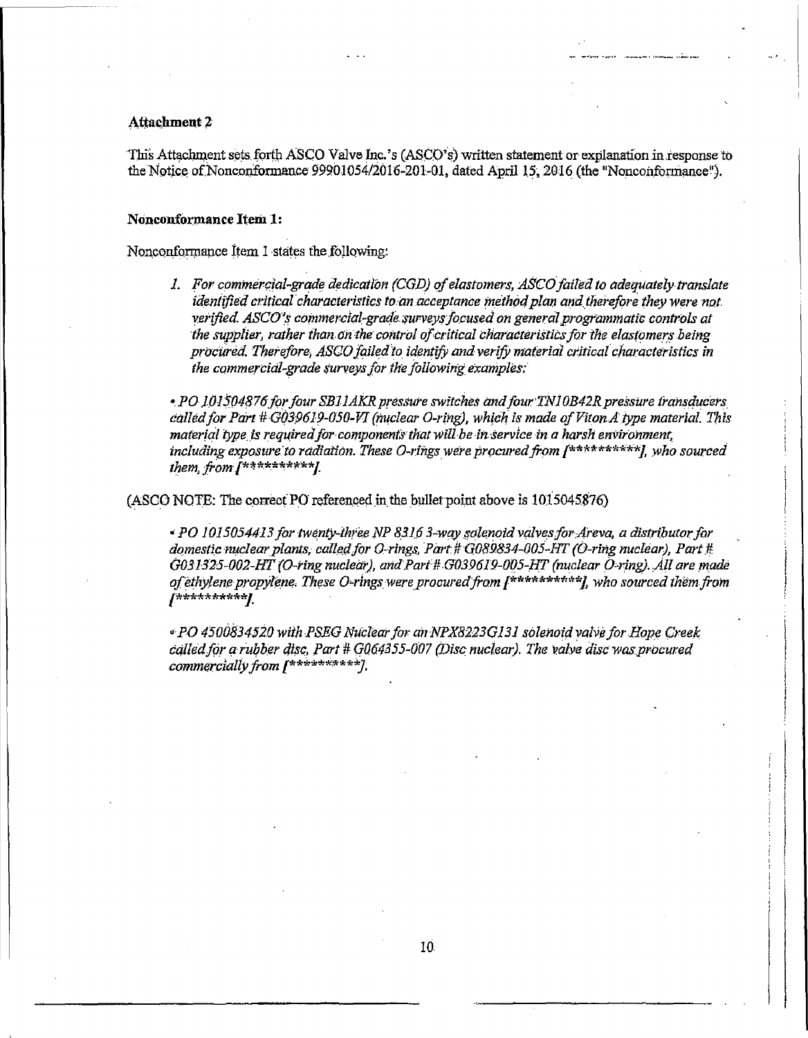**Attachment 2**

This Attachment sets forth ASCO Valve Inc.'s (ASCO's) written statement or explanation in response to the Notice of Nonconformance 99901054/2016-201-01, dated April 15, 2016 (the "Nonconformance").

**Nonconformance Item 1:**

Nonconformance Item 1 states the following:

> 1. *For commercial-grade dedication (CGD) of elastomers, ASCO failed to adequately translate identified critical characteristics to an acceptance method plan and therefore they were not verified. ASCO's commercial-grade surveys focused on general programmatic controls at the supplier, rather than on the control of critical characteristics for the elastomers being procured. Therefore, ASCO failed to identify and verify material critical characteristics in the commercial-grade surveys for the following examples:*
>
> *• PO 101504876 for four SB11AKR pressure switches and four TN10B42R pressure transducers called for Part # G039619-050-VI (nuclear O-ring), which is made of Viton A type material. This material type is required for components that will be in service in a harsh environment, including exposure to radiation. These O-rings were procured from [**********], who sourced them, from [**********].*

(ASCO NOTE: The correct PO referenced in the bullet point above is 1015045876)

> *• PO 1015054413 for twenty-three NP 8316 3-way solenoid valves for Areva, a distributor for domestic nuclear plants, called for O-rings, Part # G089834-005-HT (O-ring nuclear), Part # G031325-002-HT (O-ring nuclear), and Part # G039619-005-HT (nuclear O-ring). All are made of ethylene propylene. These O-rings were procured from [***********], who sourced them from [***********].*
>
> *• PO 4500834520 with PSEG Nuclear for an NPX8223G131 solenoid valve for Hope Creek called for a rubber disc, Part # G064355-007 (Disc nuclear). The valve disc was procured commercially from [**********].*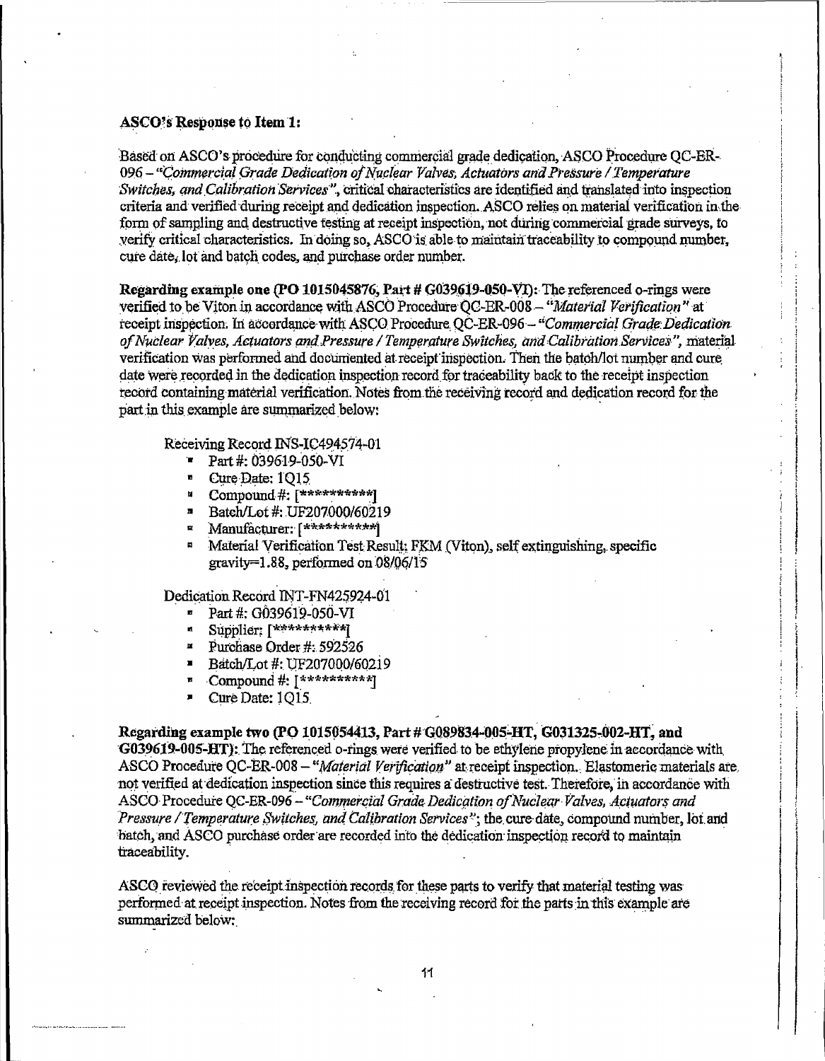**ASCO's Response to Item 1:**

Based on ASCO's procedure for conducting commercial grade dedication, ASCO Procedure QC-ER-096 – *"Commercial Grade Dedication of Nuclear Valves, Actuators and Pressure / Temperature Switches, and Calibration Services"*, critical characteristics are identified and translated into inspection criteria and verified during receipt and dedication inspection. ASCO relies on material verification in the form of sampling and destructive testing at receipt inspection, not during commercial grade surveys, to verify critical characteristics. In doing so, ASCO is able to maintain traceability to compound number, cure date, lot and batch codes, and purchase order number.

**Regarding example one (PO 1015045876, Part # G039619-050-VI):** The referenced o-rings were verified to be Viton in accordance with ASCO Procedure QC-ER-008 – *"Material Verification"* at receipt inspection. In accordance with ASCO Procedure QC-ER-096 – *"Commercial Grade Dedication of Nuclear Valves, Actuators and Pressure / Temperature Switches, and Calibration Services"*, material verification was performed and documented at receipt inspection. Then the batch/lot number and cure date were recorded in the dedication inspection record for traceability back to the receipt inspection record containing material verification. Notes from the receiving record and dedication record for the part in this example are summarized below:

Receiving Record INS-IC494574-01

- Part #: 039619-050-VI
- Cure Date: 1Q15
- Compound #: [**********]
- Batch/Lot #: UF207000/60219
- Manufacturer: [**********]
- Material Verification Test Result: FKM (Viton), self extinguishing, specific gravity=1.88, performed on 08/06/15

Dedication Record INT-FN425924-01

- Part #: G039619-050-VI
- Supplier: [**********]
- Purchase Order #: 592526
- Batch/Lot #: UF207000/60219
- Compound #: [**********]
- Cure Date: 1Q15

**Regarding example two (PO 1015054413, Part # G089834-005-HT, G031325-002-HT, and G039619-005-HT):** The referenced o-rings were verified to be ethylene propylene in accordance with ASCO Procedure QC-ER-008 – *"Material Verification"* at receipt inspection. Elastomeric materials are not verified at dedication inspection since this requires a destructive test. Therefore, in accordance with ASCO Procedure QC-ER-096 – *"Commercial Grade Dedication of Nuclear Valves, Actuators and Pressure / Temperature Switches, and Calibration Services"*; the cure date, compound number, lot and batch, and ASCO purchase order are recorded into the dedication inspection record to maintain traceability.

ASCO reviewed the receipt inspection records for these parts to verify that material testing was performed at receipt inspection. Notes from the receiving record for the parts in this example are summarized below: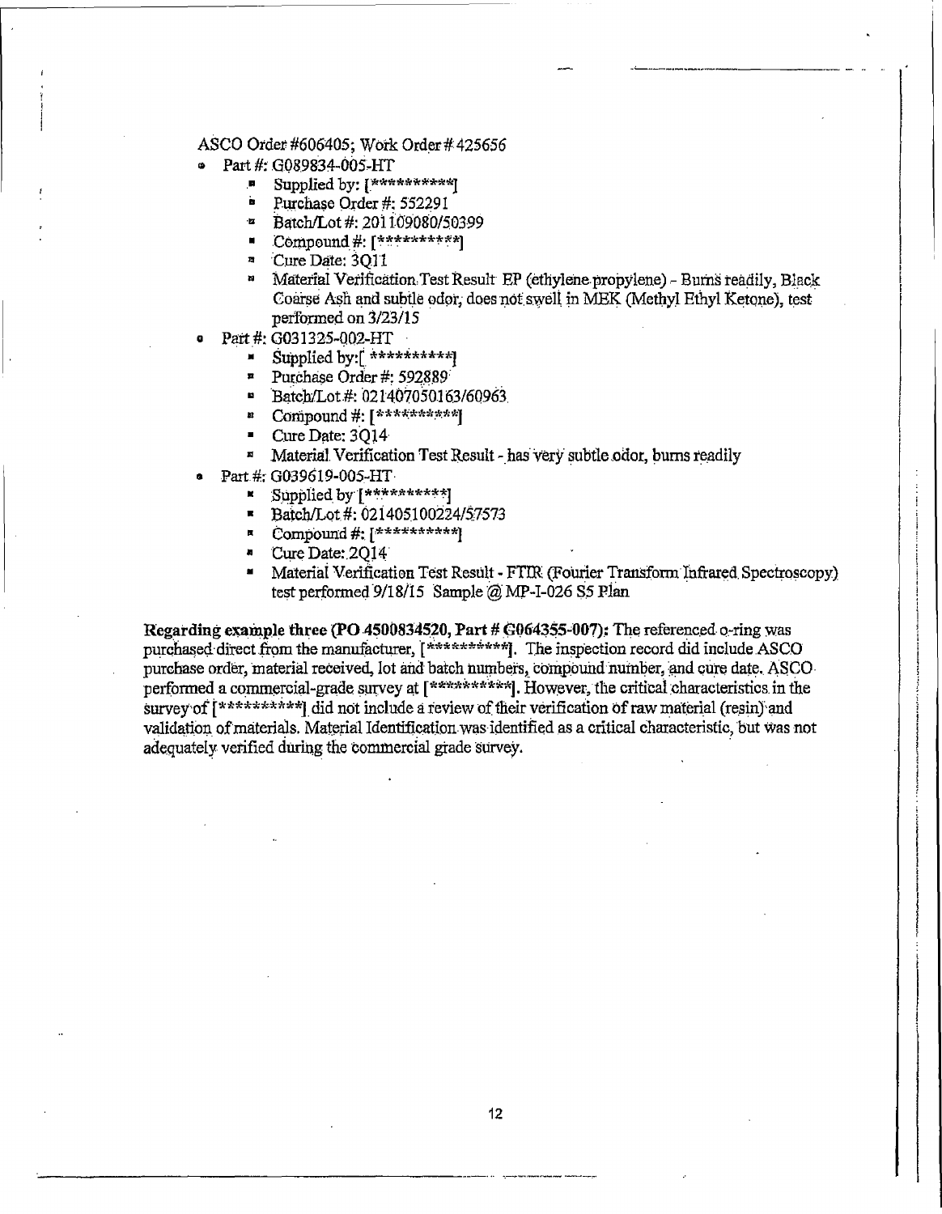ASCO Order #606405; Work Order # 425656

- Part #: G089834-005-HT
  - Supplied by: [**********]
  - Purchase Order #: 552291
  - Batch/Lot #: 201109080/50399
  - Compound #: [**********]
  - Cure Date: 3Q11
  - Material Verification Test Result EP (ethylene propylene) - Burns readily, Black Coarse Ash and subtle odor, does not swell in MEK (Methyl Ethyl Ketone), test performed on 3/23/15
- Part #: G031325-002-HT
  - Supplied by:[ **********]
  - Purchase Order #: 592889
  - Batch/Lot #: 021407050163/60963
  - Compound #: [**********]
  - Cure Date: 3Q14
  - Material Verification Test Result - has very subtle odor, burns readily
- Part #: G039619-005-HT
  - Supplied by [**********]
  - Batch/Lot #: 021405100224/57573
  - Compound #: [**********]
  - Cure Date: 2Q14
  - Material Verification Test Result - FTIR (Fourier Transform Infrared Spectroscopy) test performed 9/18/15 Sample @ MP-I-026 S5 Plan

**Regarding example three (PO 4500834520, Part # G064355-007):** The referenced o-ring was purchased direct from the manufacturer, [**********]. The inspection record did include ASCO purchase order, material received, lot and batch numbers, compound number, and cure date. ASCO performed a commercial-grade survey at [**********]. However, the critical characteristics in the survey of [**********] did not include a review of their verification of raw material (resin) and validation of materials. Material Identification was identified as a critical characteristic, but was not adequately verified during the commercial grade survey.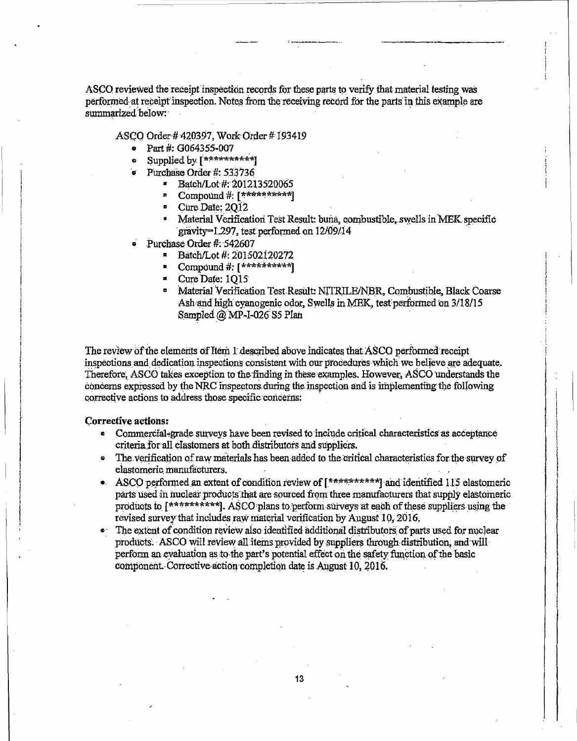ASCO reviewed the receipt inspection records for these parts to verify that material testing was performed at receipt inspection. Notes from the receiving record for the parts in this example are summarized below:

ASCO Order # 420397, Work Order # 193419

- Part #: G064355-007
- Supplied by [**********]
- Purchase Order #: 533736
    - Batch/Lot #: 201213520065
    - Compound #: [**********]
    - Cure Date: 2Q12
    - Material Verification Test Result: buna, combustible, swells in MEK specific gravity=1.297, test performed on 12/09/14
- Purchase Order #: 542607
    - Batch/Lot #: 201502120272
    - Compound #: [**********]
    - Cure Date: 1Q15
    - Material Verification Test Result: NITRILE/NBR, Combustible, Black Coarse Ash and high cyanogenic odor, Swells in MEK, test performed on 3/18/15 Sampled @ MP-I-026 S5 Plan

The review of the elements of Item 1 described above indicates that ASCO performed receipt inspections and dedication inspections consistent with our procedures which we believe are adequate. Therefore, ASCO takes exception to the finding in these examples. However, ASCO understands the concerns expressed by the NRC inspectors during the inspection and is implementing the following corrective actions to address those specific concerns:

**Corrective actions:**

- Commercial-grade surveys have been revised to include critical characteristics as acceptance criteria for all elastomers at both distributors and suppliers.
- The verification of raw materials has been added to the critical characteristics for the survey of elastomeric manufacturers.
- ASCO performed an extent of condition review of [**********] and identified 115 elastomeric parts used in nuclear products that are sourced from three manufacturers that supply elastomeric products to [**********]. ASCO plans to perform surveys at each of these suppliers using the revised survey that includes raw material verification by August 10, 2016.
- The extent of condition review also identified additional distributors of parts used for nuclear products. ASCO will review all items provided by suppliers through distribution, and will perform an evaluation as to the part's potential effect on the safety function of the basic component. Corrective action completion date is August 10, 2016.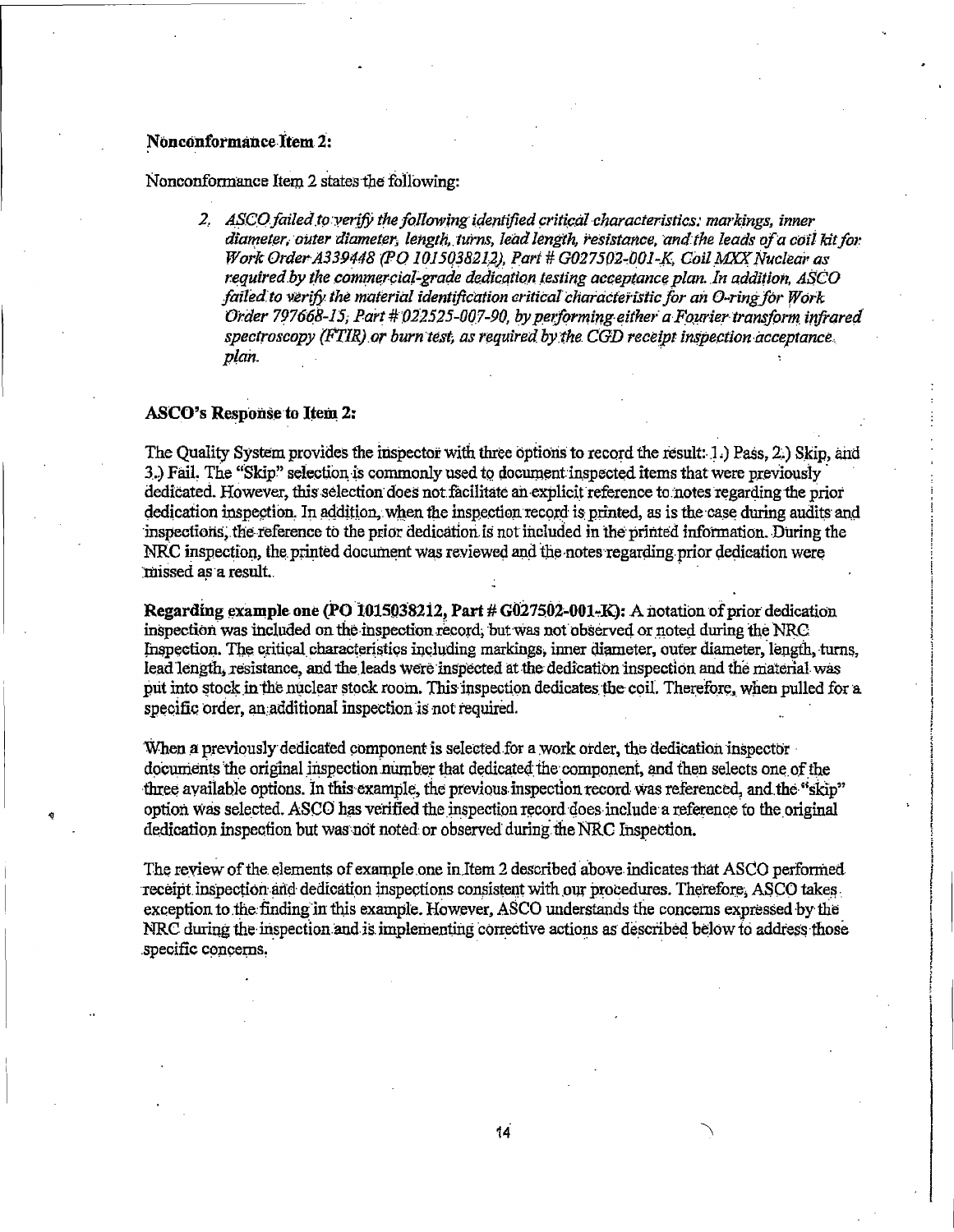**Nonconformance Item 2:**

Nonconformance Item 2 states the following:

> 2. *ASCO failed to verify the following identified critical characteristics: markings, inner diameter, outer diameter, length, turns, lead length, resistance, and the leads of a coil kit for Work Order A339448 (PO 1015038212), Part # G027502-001-K, Coil MXX Nuclear as required by the commercial-grade dedication testing acceptance plan. In addition, ASCO failed to verify the material identification critical characteristic for an O-ring for Work Order 797668-15, Part # 022525-007-90, by performing either a Fourier transform infrared spectroscopy (FTIR) or burn test, as required by the CGD receipt inspection acceptance plan.*

**ASCO's Response to Item 2:**

The Quality System provides the inspector with three options to record the result: 1.) Pass, 2.) Skip, and 3.) Fail. The "Skip" selection is commonly used to document inspected items that were previously dedicated. However, this selection does not facilitate an explicit reference to notes regarding the prior dedication inspection. In addition, when the inspection record is printed, as is the case during audits and inspections, the reference to the prior dedication is not included in the printed information. During the NRC inspection, the printed document was reviewed and the notes regarding prior dedication were missed as a result.

**Regarding example one (PO 1015038212, Part # G027502-001-K):** A notation of prior dedication inspection was included on the inspection record, but was not observed or noted during the NRC Inspection. The critical characteristics including markings, inner diameter, outer diameter, length, turns, lead length, resistance, and the leads were inspected at the dedication inspection and the material was put into stock in the nuclear stock room. This inspection dedicates the coil. Therefore, when pulled for a specific order, an additional inspection is not required.

When a previously dedicated component is selected for a work order, the dedication inspector documents the original inspection number that dedicated the component, and then selects one of the three available options. In this example, the previous inspection record was referenced, and the "skip" option was selected. ASCO has verified the inspection record does include a reference to the original dedication inspection but was not noted or observed during the NRC Inspection.

The review of the elements of example one in Item 2 described above indicates that ASCO performed receipt inspection and dedication inspections consistent with our procedures. Therefore, ASCO takes exception to the finding in this example. However, ASCO understands the concerns expressed by the NRC during the inspection and is implementing corrective actions as described below to address those specific concerns.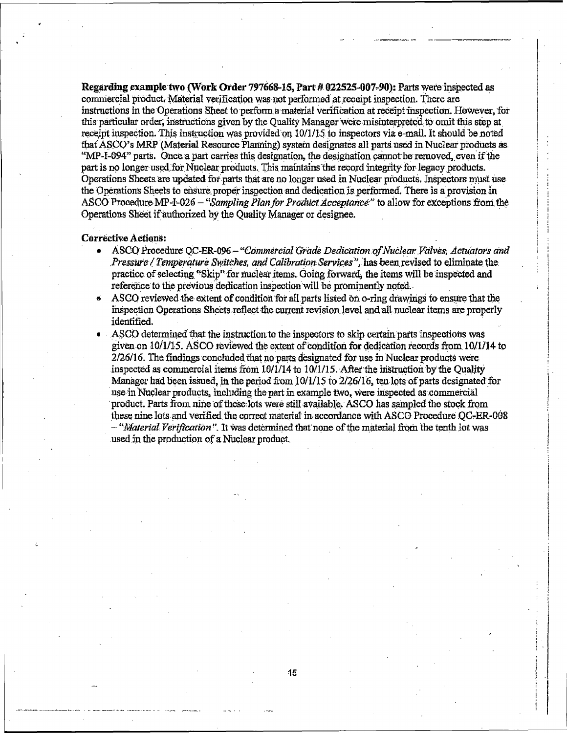**Regarding example two (Work Order 797668-15, Part # 022525-007-90):** Parts were inspected as commercial product. Material verification was not performed at receipt inspection. There are instructions in the Operations Sheet to perform a material verification at receipt inspection. However, for this particular order, instructions given by the Quality Manager were misinterpreted to omit this step at receipt inspection. This instruction was provided on 10/1/15 to inspectors via e-mail. It should be noted that ASCO's MRP (Material Resource Planning) system designates all parts used in Nuclear products as "MP-I-094" parts. Once a part carries this designation, the designation cannot be removed, even if the part is no longer used for Nuclear products. This maintains the record integrity for legacy products. Operations Sheets are updated for parts that are no longer used in Nuclear products. Inspectors must use the Operations Sheets to ensure proper inspection and dedication is performed. There is a provision in ASCO Procedure MP-I-026 – "*Sampling Plan for Product Acceptance*" to allow for exceptions from the Operations Sheet if authorized by the Quality Manager or designee.

**Corrective Actions:**

- ASCO Procedure QC-ER-096 – "*Commercial Grade Dedication of Nuclear Valves, Actuators and Pressure / Temperature Switches, and Calibration Services*", has been revised to eliminate the practice of selecting "Skip" for nuclear items. Going forward, the items will be inspected and reference to the previous dedication inspection will be prominently noted.
- ASCO reviewed the extent of condition for all parts listed on o-ring drawings to ensure that the inspection Operations Sheets reflect the current revision level and all nuclear items are properly identified.
- ASCO determined that the instruction to the inspectors to skip certain parts inspections was given on 10/1/15. ASCO reviewed the extent of condition for dedication records from 10/1/14 to 2/26/16. The findings concluded that no parts designated for use in Nuclear products were inspected as commercial items from 10/1/14 to 10/1/15. After the instruction by the Quality Manager had been issued, in the period from 10/1/15 to 2/26/16, ten lots of parts designated for use in Nuclear products, including the part in example two, were inspected as commercial product. Parts from nine of these lots were still available. ASCO has sampled the stock from these nine lots and verified the correct material in accordance with ASCO Procedure QC-ER-008 – "*Material Verification*". It was determined that none of the material from the tenth lot was used in the production of a Nuclear product.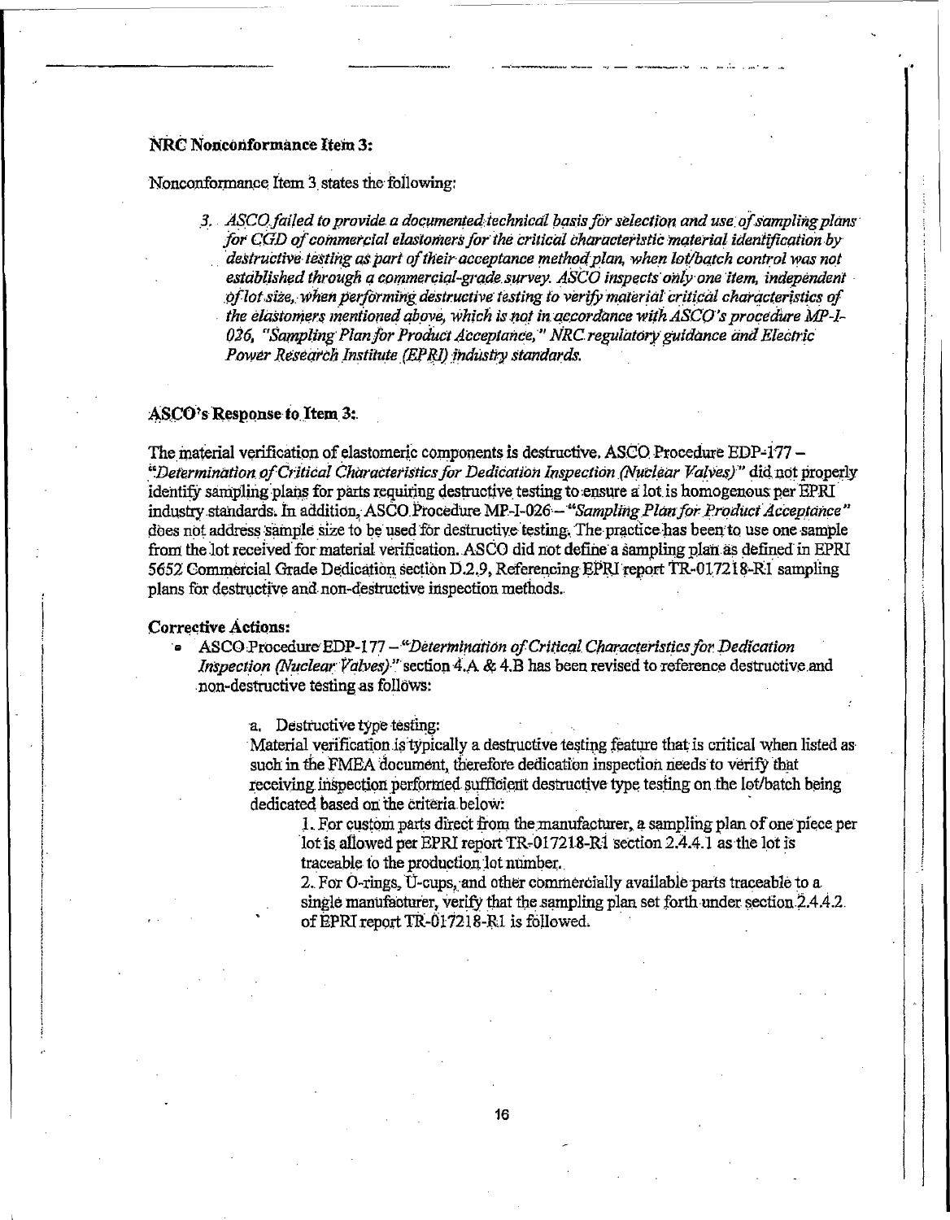**NRC Nonconformance Item 3:**

Nonconformance Item 3 states the following:

> 3. *ASCO failed to provide a documented technical basis for selection and use of sampling plans for CGD of commercial elastomers for the critical characteristic material identification by destructive testing as part of their acceptance method plan, when lot/batch control was not established through a commercial-grade survey. ASCO inspects only one item, independent of lot size, when performing destructive testing to verify material critical characteristics of the elastomers mentioned above, which is not in accordance with ASCO's procedure MP-I-026, "Sampling Plan for Product Acceptance," NRC regulatory guidance and Electric Power Research Institute (EPRI) industry standards.*

**ASCO's Response to Item 3:**

The material verification of elastomeric components is destructive. ASCO Procedure EDP-177 – *"Determination of Critical Characteristics for Dedication Inspection (Nuclear Valves)"* did not properly identify sampling plans for parts requiring destructive testing to ensure a lot is homogenous per EPRI industry standards. In addition, ASCO Procedure MP-I-026 – *"Sampling Plan for Product Acceptance"* does not address sample size to be used for destructive testing. The practice has been to use one sample from the lot received for material verification. ASCO did not define a sampling plan as defined in EPRI 5652 Commercial Grade Dedication section D.2.9, Referencing EPRI report TR-017218-R1 sampling plans for destructive and non-destructive inspection methods.

**Corrective Actions:**

- ASCO Procedure EDP-177 – *"Determination of Critical Characteristics for Dedication Inspection (Nuclear Valves)"* section 4.A & 4.B has been revised to reference destructive and non-destructive testing as follows:

  a. Destructive type testing:
  Material verification is typically a destructive testing feature that is critical when listed as such in the FMEA document, therefore dedication inspection needs to verify that receiving inspection performed sufficient destructive type testing on the lot/batch being dedicated based on the criteria below:

  1. For custom parts direct from the manufacturer, a sampling plan of one piece per lot is allowed per EPRI report TR-017218-R1 section 2.4.4.1 as the lot is traceable to the production lot number.
  2. For O-rings, U-cups, and other commercially available parts traceable to a single manufacturer, verify that the sampling plan set forth under section 2.4.4.2. of EPRI report TR-017218-R1 is followed.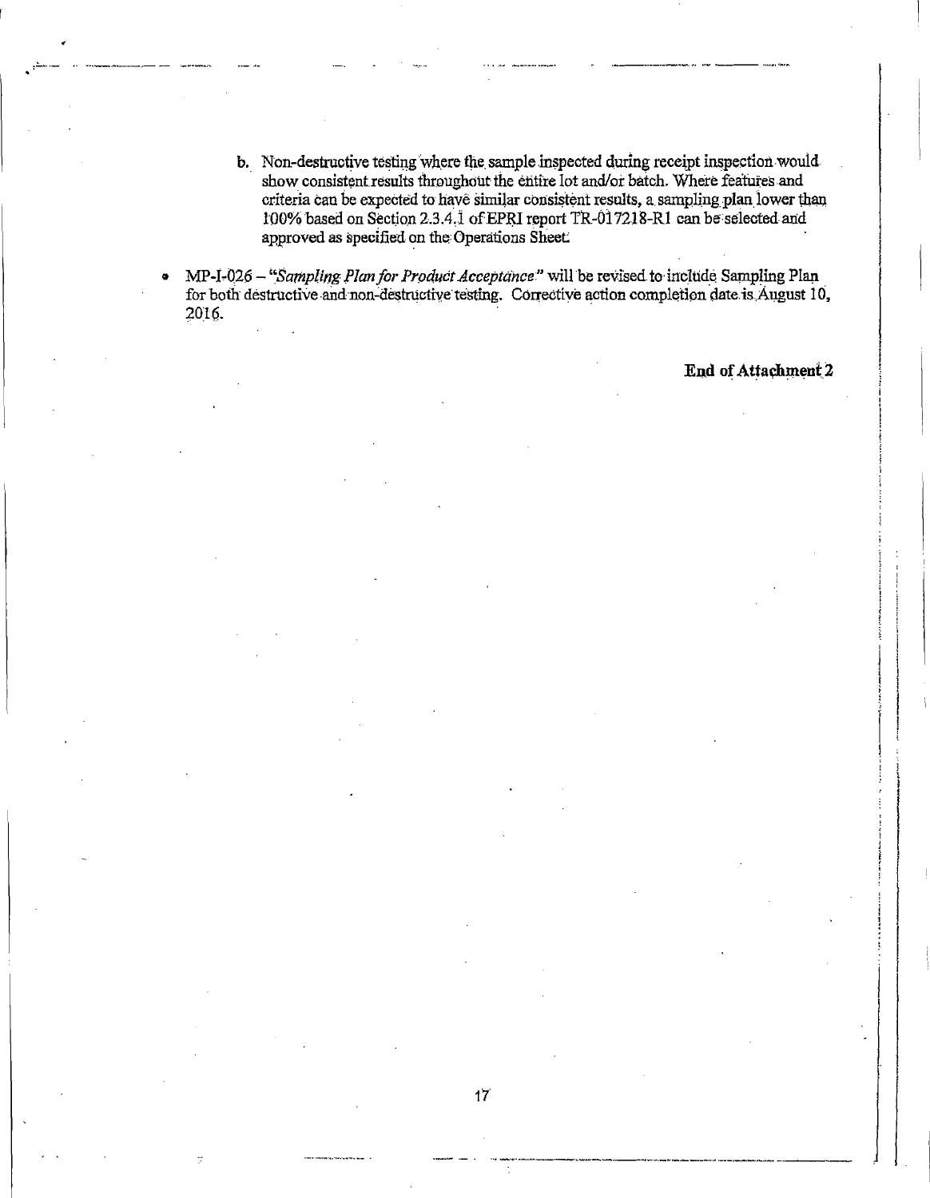b. Non-destructive testing where the sample inspected during receipt inspection would show consistent results throughout the entire lot and/or batch. Where features and criteria can be expected to have similar consistent results, a sampling plan lower than 100% based on Section 2.3.4.1 of EPRI report TR-017218-R1 can be selected and approved as specified on the Operations Sheet.

- MP-I-026 – "*Sampling Plan for Product Acceptance*" will be revised to include Sampling Plan for both destructive and non-destructive testing. Corrective action completion date is August 10, 2016.

**End of Attachment 2**